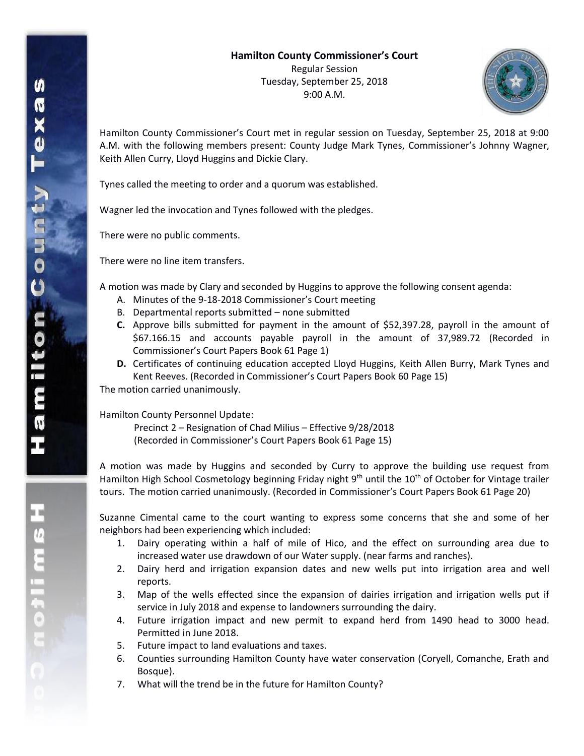**Hamilton County Commissioner's Court**
Regular Session
Tuesday, September 25, 2018
9:00 A.M.

Hamilton County Commissioner's Court met in regular session on Tuesday, September 25, 2018 at 9:00 A.M. with the following members present: County Judge Mark Tynes, Commissioner's Johnny Wagner, Keith Allen Curry, Lloyd Huggins and Dickie Clary.

Tynes called the meeting to order and a quorum was established.

Wagner led the invocation and Tynes followed with the pledges.

There were no public comments.

There were no line item transfers.

A motion was made by Clary and seconded by Huggins to approve the following consent agenda:

A. Minutes of the 9-18-2018 Commissioner's Court meeting
B. Departmental reports submitted – none submitted
**C.** Approve bills submitted for payment in the amount of $52,397.28, payroll in the amount of $67.166.15 and accounts payable payroll in the amount of 37,989.72 (Recorded in Commissioner's Court Papers Book 61 Page 1)
**D.** Certificates of continuing education accepted Lloyd Huggins, Keith Allen Burry, Mark Tynes and Kent Reeves. (Recorded in Commissioner's Court Papers Book 60 Page 15)

The motion carried unanimously.

Hamilton County Personnel Update:

Precinct 2 – Resignation of Chad Milius – Effective 9/28/2018
(Recorded in Commissioner's Court Papers Book 61 Page 15)

A motion was made by Huggins and seconded by Curry to approve the building use request from Hamilton High School Cosmetology beginning Friday night 9th until the 10th of October for Vintage trailer tours. The motion carried unanimously. (Recorded in Commissioner's Court Papers Book 61 Page 20)

Suzanne Cimental came to the court wanting to express some concerns that she and some of her neighbors had been experiencing which included:

1. Dairy operating within a half of mile of Hico, and the effect on surrounding area due to increased water use drawdown of our Water supply. (near farms and ranches).
2. Dairy herd and irrigation expansion dates and new wells put into irrigation area and well reports.
3. Map of the wells effected since the expansion of dairies irrigation and irrigation wells put if service in July 2018 and expense to landowners surrounding the dairy.
4. Future irrigation impact and new permit to expand herd from 1490 head to 3000 head. Permitted in June 2018.
5. Future impact to land evaluations and taxes.
6. Counties surrounding Hamilton County have water conservation (Coryell, Comanche, Erath and Bosque).
7. What will the trend be in the future for Hamilton County?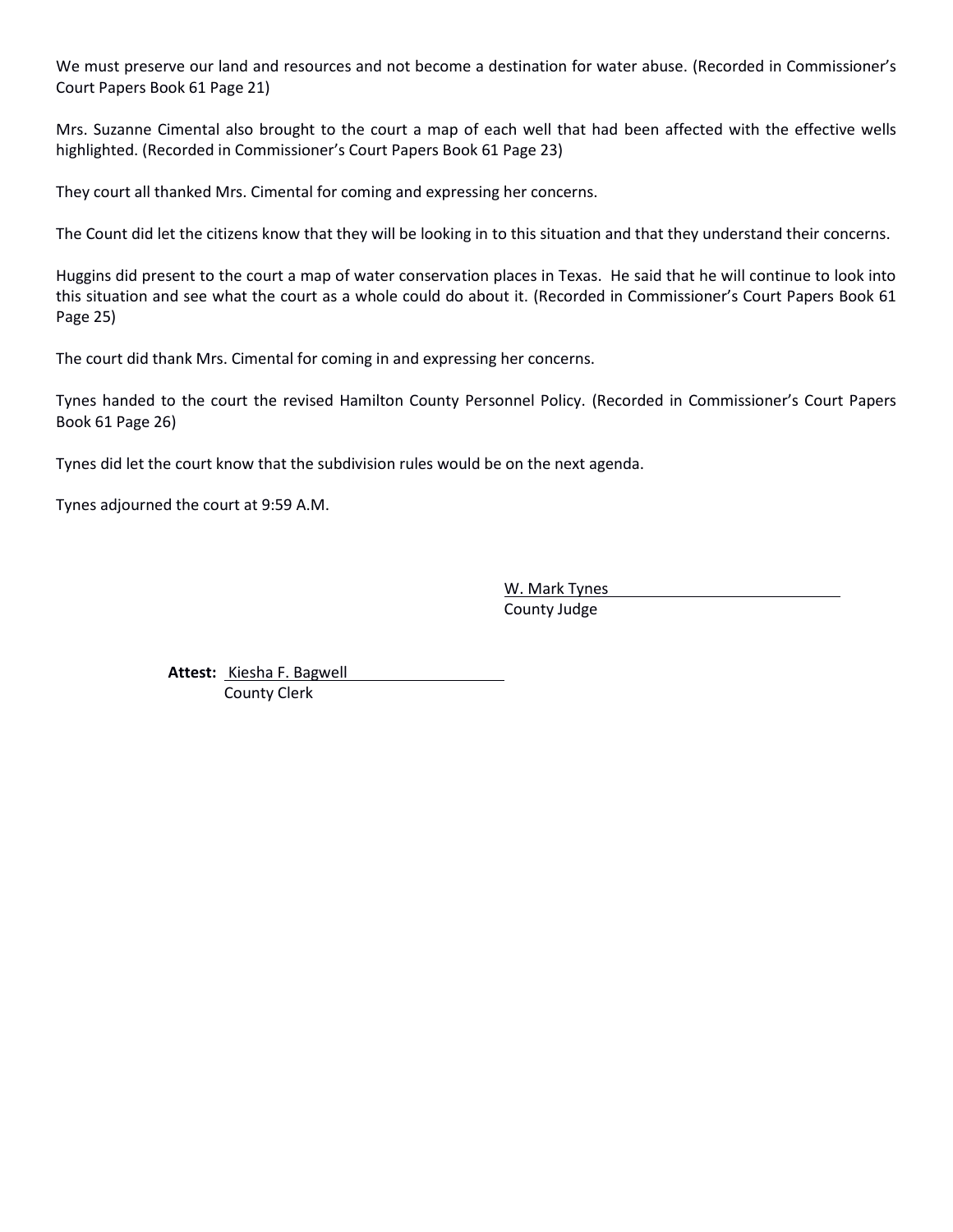We must preserve our land and resources and not become a destination for water abuse. (Recorded in Commissioner's Court Papers Book 61 Page 21)

Mrs. Suzanne Cimental also brought to the court a map of each well that had been affected with the effective wells highlighted. (Recorded in Commissioner's Court Papers Book 61 Page 23)

They court all thanked Mrs. Cimental for coming and expressing her concerns.

The Count did let the citizens know that they will be looking in to this situation and that they understand their concerns.

Huggins did present to the court a map of water conservation places in Texas. He said that he will continue to look into this situation and see what the court as a whole could do about it. (Recorded in Commissioner's Court Papers Book 61 Page 25)

The court did thank Mrs. Cimental for coming in and expressing her concerns.

Tynes handed to the court the revised Hamilton County Personnel Policy. (Recorded in Commissioner's Court Papers Book 61 Page 26)

Tynes did let the court know that the subdivision rules would be on the next agenda.

Tynes adjourned the court at 9:59 A.M.

W. Mark Tynes
County Judge

**Attest:** Kiesha F. Bagwell
County Clerk